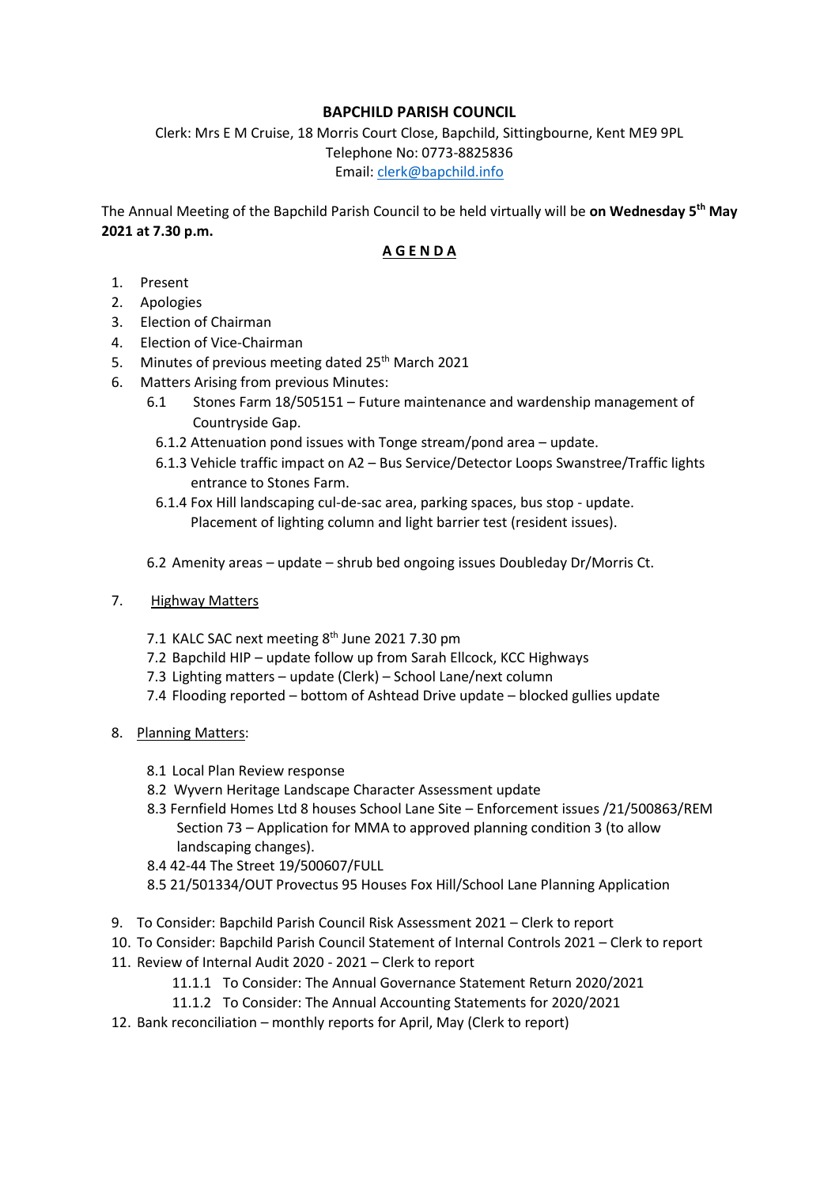**BAPCHILD PARISH COUNCIL**

Clerk: Mrs E M Cruise, 18 Morris Court Close, Bapchild, Sittingbourne, Kent ME9 9PL
Telephone No: 0773-8825836
Email: clerk@bapchild.info

The Annual Meeting of the Bapchild Parish Council to be held virtually will be **on Wednesday 5th May 2021 at 7.30 p.m.**

**A G E N D A**

1. Present
2. Apologies
3. Election of Chairman
4. Election of Vice-Chairman
5. Minutes of previous meeting dated 25th March 2021
6. Matters Arising from previous Minutes:
   - 6.1 Stones Farm 18/505151 – Future maintenance and wardenship management of Countryside Gap.
   - 6.1.2 Attenuation pond issues with Tonge stream/pond area – update.
   - 6.1.3 Vehicle traffic impact on A2 – Bus Service/Detector Loops Swanstree/Traffic lights entrance to Stones Farm.
   - 6.1.4 Fox Hill landscaping cul-de-sac area, parking spaces, bus stop - update. Placement of lighting column and light barrier test (resident issues).

   - 6.2 Amenity areas – update – shrub bed ongoing issues Doubleday Dr/Morris Ct.

7. Highway Matters

   - 7.1 KALC SAC next meeting 8th June 2021 7.30 pm
   - 7.2 Bapchild HIP – update follow up from Sarah Ellcock, KCC Highways
   - 7.3 Lighting matters – update (Clerk) – School Lane/next column
   - 7.4 Flooding reported – bottom of Ashtead Drive update – blocked gullies update

8. Planning Matters:

   - 8.1 Local Plan Review response
   - 8.2 Wyvern Heritage Landscape Character Assessment update
   - 8.3 Fernfield Homes Ltd 8 houses School Lane Site – Enforcement issues /21/500863/REM Section 73 – Application for MMA to approved planning condition 3 (to allow landscaping changes).
   - 8.4 42-44 The Street 19/500607/FULL
   - 8.5 21/501334/OUT Provectus 95 Houses Fox Hill/School Lane Planning Application

9. To Consider: Bapchild Parish Council Risk Assessment 2021 – Clerk to report
10. To Consider: Bapchild Parish Council Statement of Internal Controls 2021 – Clerk to report
11. Review of Internal Audit 2020 - 2021 – Clerk to report
    - 11.1.1 To Consider: The Annual Governance Statement Return 2020/2021
    - 11.1.2 To Consider: The Annual Accounting Statements for 2020/2021
12. Bank reconciliation – monthly reports for April, May (Clerk to report)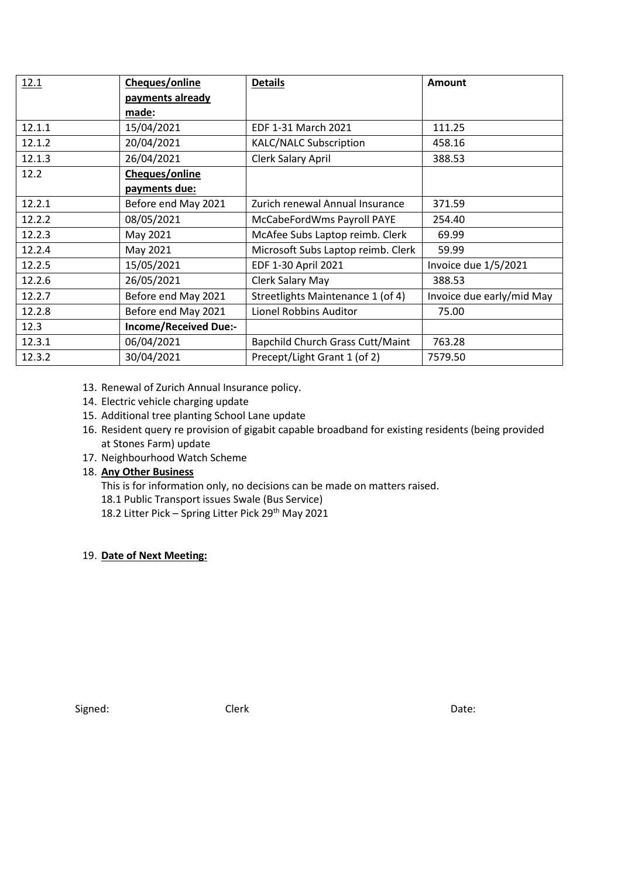| | | | |
|---|---|---|---|
| 12.1 | **Cheques/online payments already made:** | **Details** | **Amount** |
| 12.1.1 | 15/04/2021 | EDF 1-31 March 2021 | 111.25 |
| 12.1.2 | 20/04/2021 | KALC/NALC Subscription | 458.16 |
| 12.1.3 | 26/04/2021 | Clerk Salary April | 388.53 |
| 12.2 | **Cheques/online payments due:** | | |
| 12.2.1 | Before end May 2021 | Zurich renewal Annual Insurance | 371.59 |
| 12.2.2 | 08/05/2021 | McCabeFordWms Payroll PAYE | 254.40 |
| 12.2.3 | May 2021 | McAfee Subs Laptop reimb. Clerk | 69.99 |
| 12.2.4 | May 2021 | Microsoft Subs Laptop reimb. Clerk | 59.99 |
| 12.2.5 | 15/05/2021 | EDF 1-30 April 2021 | Invoice due 1/5/2021 |
| 12.2.6 | 26/05/2021 | Clerk Salary May | 388.53 |
| 12.2.7 | Before end May 2021 | Streetlights Maintenance 1 (of 4) | Invoice due early/mid May |
| 12.2.8 | Before end May 2021 | Lionel Robbins Auditor | 75.00 |
| 12.3 | **Income/Received Due:-** | | |
| 12.3.1 | 06/04/2021 | Bapchild Church Grass Cutt/Maint | 763.28 |
| 12.3.2 | 30/04/2021 | Precept/Light Grant 1 (of 2) | 7579.50 |

13. Renewal of Zurich Annual Insurance policy.
14. Electric vehicle charging update
15. Additional tree planting School Lane update
16. Resident query re provision of gigabit capable broadband for existing residents (being provided at Stones Farm) update
17. Neighbourhood Watch Scheme
18. **Any Other Business**

    This is for information only, no decisions can be made on matters raised.

    18.1 Public Transport issues Swale (Bus Service)

    18.2 Litter Pick – Spring Litter Pick 29th May 2021

19. **Date of Next Meeting:**

Signed: Clerk Date: